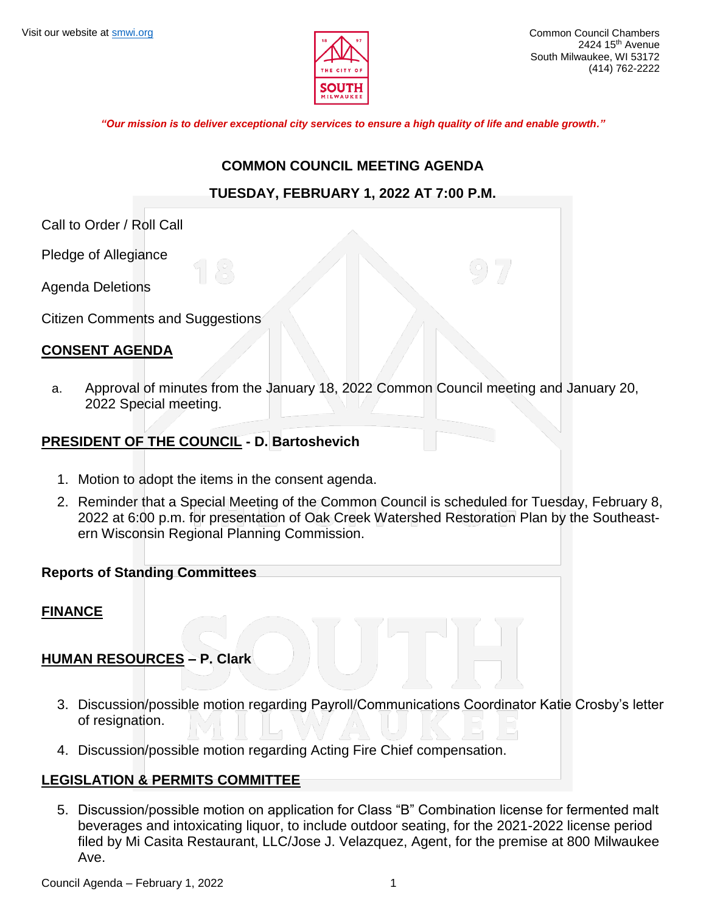Visit our website at [smwi.org](smwi.org)

Common Council Chambers
2424 15th Avenue
South Milwaukee, WI 53172
(414) 762-2222

***"Our mission is to deliver exceptional city services to ensure a high quality of life and enable growth."***

## COMMON COUNCIL MEETING AGENDA

## TUESDAY, FEBRUARY 1, 2022 AT 7:00 P.M.

Call to Order / Roll Call

Pledge of Allegiance

Agenda Deletions

Citizen Comments and Suggestions

### CONSENT AGENDA

a. Approval of minutes from the January 18, 2022 Common Council meeting and January 20, 2022 Special meeting.

### PRESIDENT OF THE COUNCIL - D. Bartoshevich

1. Motion to adopt the items in the consent agenda.
2. Reminder that a Special Meeting of the Common Council is scheduled for Tuesday, February 8, 2022 at 6:00 p.m. for presentation of Oak Creek Watershed Restoration Plan by the Southeastern Wisconsin Regional Planning Commission.

### Reports of Standing Committees

### FINANCE

### HUMAN RESOURCES – P. Clark

3. Discussion/possible motion regarding Payroll/Communications Coordinator Katie Crosby's letter of resignation.
4. Discussion/possible motion regarding Acting Fire Chief compensation.

### LEGISLATION & PERMITS COMMITTEE

5. Discussion/possible motion on application for Class "B" Combination license for fermented malt beverages and intoxicating liquor, to include outdoor seating, for the 2021-2022 license period filed by Mi Casita Restaurant, LLC/Jose J. Velazquez, Agent, for the premise at 800 Milwaukee Ave.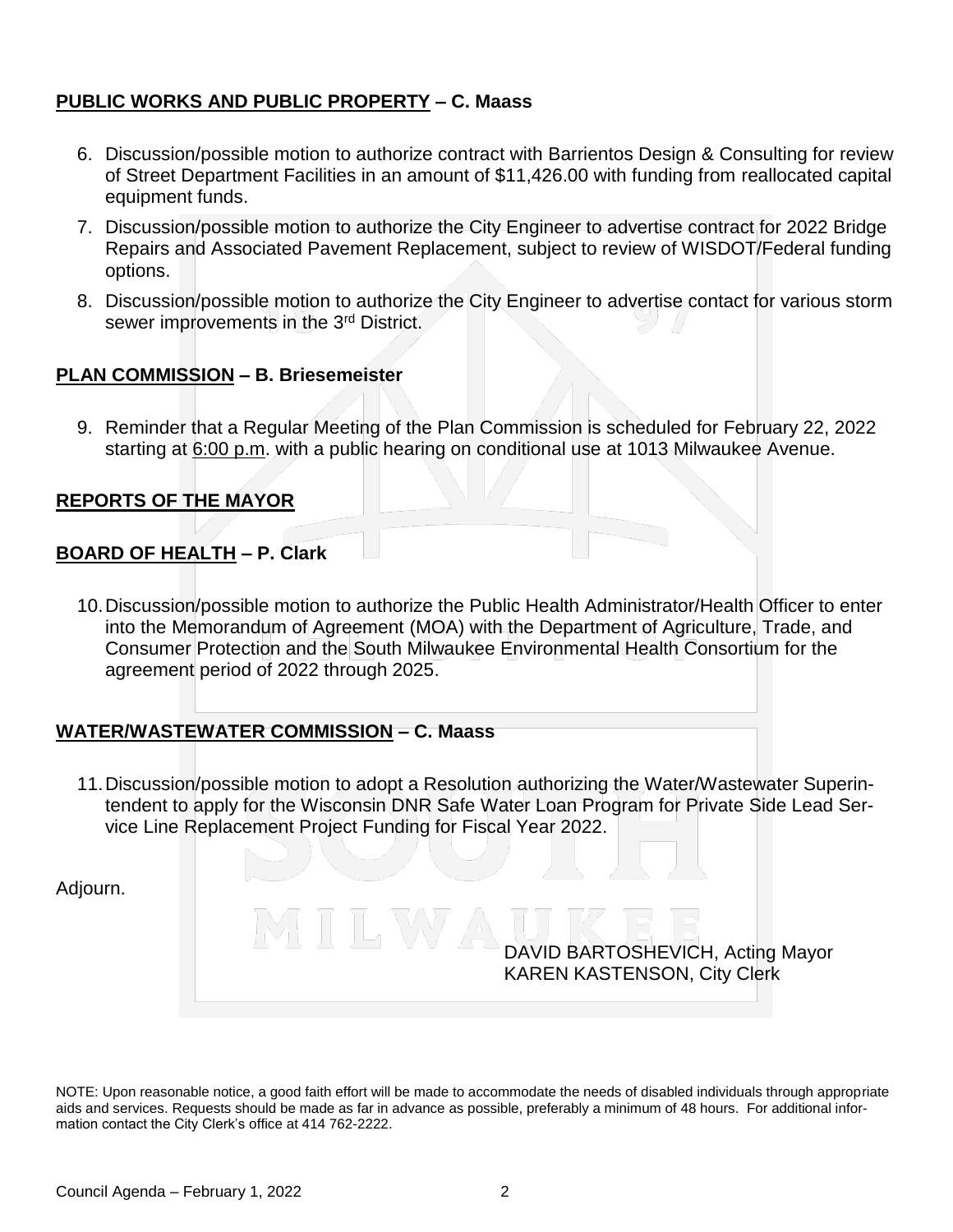**PUBLIC WORKS AND PUBLIC PROPERTY – C. Maass**

6. Discussion/possible motion to authorize contract with Barrientos Design & Consulting for review of Street Department Facilities in an amount of $11,426.00 with funding from reallocated capital equipment funds.
7. Discussion/possible motion to authorize the City Engineer to advertise contract for 2022 Bridge Repairs and Associated Pavement Replacement, subject to review of WISDOT/Federal funding options.
8. Discussion/possible motion to authorize the City Engineer to advertise contact for various storm sewer improvements in the 3rd District.

**PLAN COMMISSION – B. Briesemeister**

9. Reminder that a Regular Meeting of the Plan Commission is scheduled for February 22, 2022 starting at 6:00 p.m. with a public hearing on conditional use at 1013 Milwaukee Avenue.

**REPORTS OF THE MAYOR**

**BOARD OF HEALTH – P. Clark**

10. Discussion/possible motion to authorize the Public Health Administrator/Health Officer to enter into the Memorandum of Agreement (MOA) with the Department of Agriculture, Trade, and Consumer Protection and the South Milwaukee Environmental Health Consortium for the agreement period of 2022 through 2025.

**WATER/WASTEWATER COMMISSION – C. Maass**

11. Discussion/possible motion to adopt a Resolution authorizing the Water/Wastewater Superintendent to apply for the Wisconsin DNR Safe Water Loan Program for Private Side Lead Service Line Replacement Project Funding for Fiscal Year 2022.

Adjourn.

DAVID BARTOSHEVICH, Acting Mayor
KAREN KASTENSON, City Clerk

NOTE: Upon reasonable notice, a good faith effort will be made to accommodate the needs of disabled individuals through appropriate aids and services. Requests should be made as far in advance as possible, preferably a minimum of 48 hours. For additional information contact the City Clerk's office at 414 762-2222.